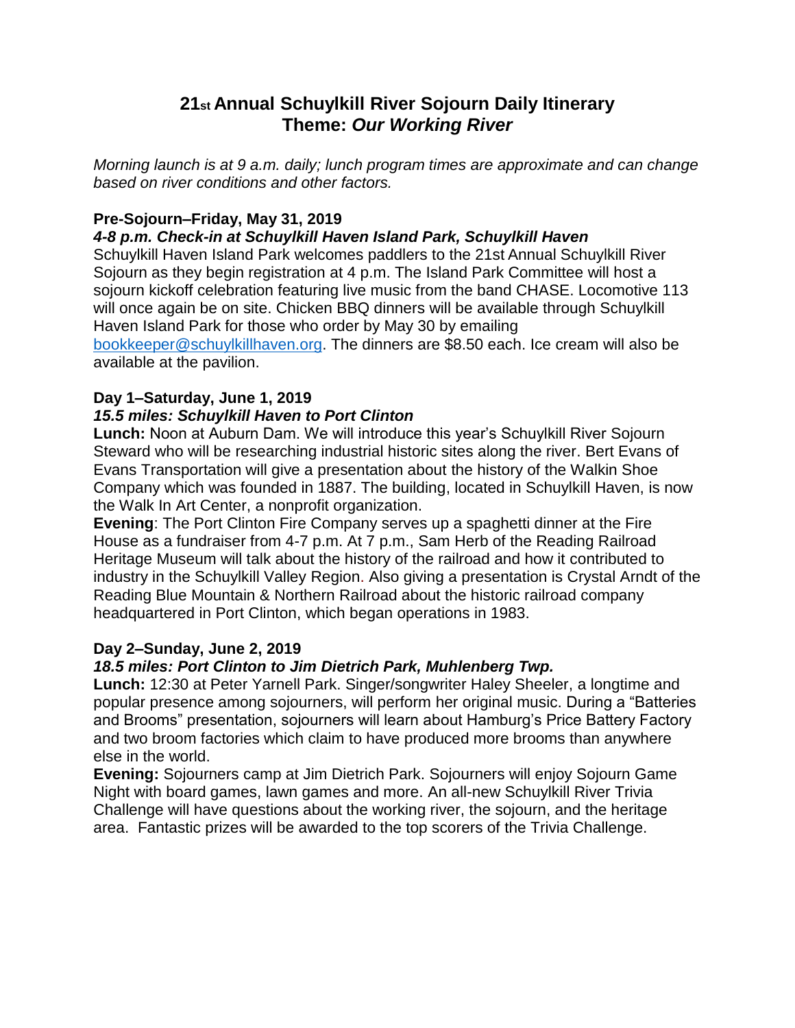# 21st Annual Schuylkill River Sojourn Daily Itinerary
# Theme: *Our Working River*

*Morning launch is at 9 a.m. daily; lunch program times are approximate and can change based on river conditions and other factors.*

### Pre-Sojourn–Friday, May 31, 2019

***4-8 p.m. Check-in at Schuylkill Haven Island Park, Schuylkill Haven***

Schuylkill Haven Island Park welcomes paddlers to the 21st Annual Schuylkill River Sojourn as they begin registration at 4 p.m. The Island Park Committee will host a sojourn kickoff celebration featuring live music from the band CHASE. Locomotive 113 will once again be on site. Chicken BBQ dinners will be available through Schuylkill Haven Island Park for those who order by May 30 by emailing bookkeeper@schuylkillhaven.org. The dinners are $8.50 each. Ice cream will also be available at the pavilion.

### Day 1–Saturday, June 1, 2019

***15.5 miles: Schuylkill Haven to Port Clinton***

**Lunch:** Noon at Auburn Dam. We will introduce this year's Schuylkill River Sojourn Steward who will be researching industrial historic sites along the river. Bert Evans of Evans Transportation will give a presentation about the history of the Walkin Shoe Company which was founded in 1887. The building, located in Schuylkill Haven, is now the Walk In Art Center, a nonprofit organization.

**Evening**: The Port Clinton Fire Company serves up a spaghetti dinner at the Fire House as a fundraiser from 4-7 p.m. At 7 p.m., Sam Herb of the Reading Railroad Heritage Museum will talk about the history of the railroad and how it contributed to industry in the Schuylkill Valley Region. Also giving a presentation is Crystal Arndt of the Reading Blue Mountain & Northern Railroad about the historic railroad company headquartered in Port Clinton, which began operations in 1983.

### Day 2–Sunday, June 2, 2019

***18.5 miles: Port Clinton to Jim Dietrich Park, Muhlenberg Twp.***

**Lunch:** 12:30 at Peter Yarnell Park. Singer/songwriter Haley Sheeler, a longtime and popular presence among sojourners, will perform her original music. During a "Batteries and Brooms" presentation, sojourners will learn about Hamburg's Price Battery Factory and two broom factories which claim to have produced more brooms than anywhere else in the world.

**Evening:** Sojourners camp at Jim Dietrich Park. Sojourners will enjoy Sojourn Game Night with board games, lawn games and more. An all-new Schuylkill River Trivia Challenge will have questions about the working river, the sojourn, and the heritage area. Fantastic prizes will be awarded to the top scorers of the Trivia Challenge.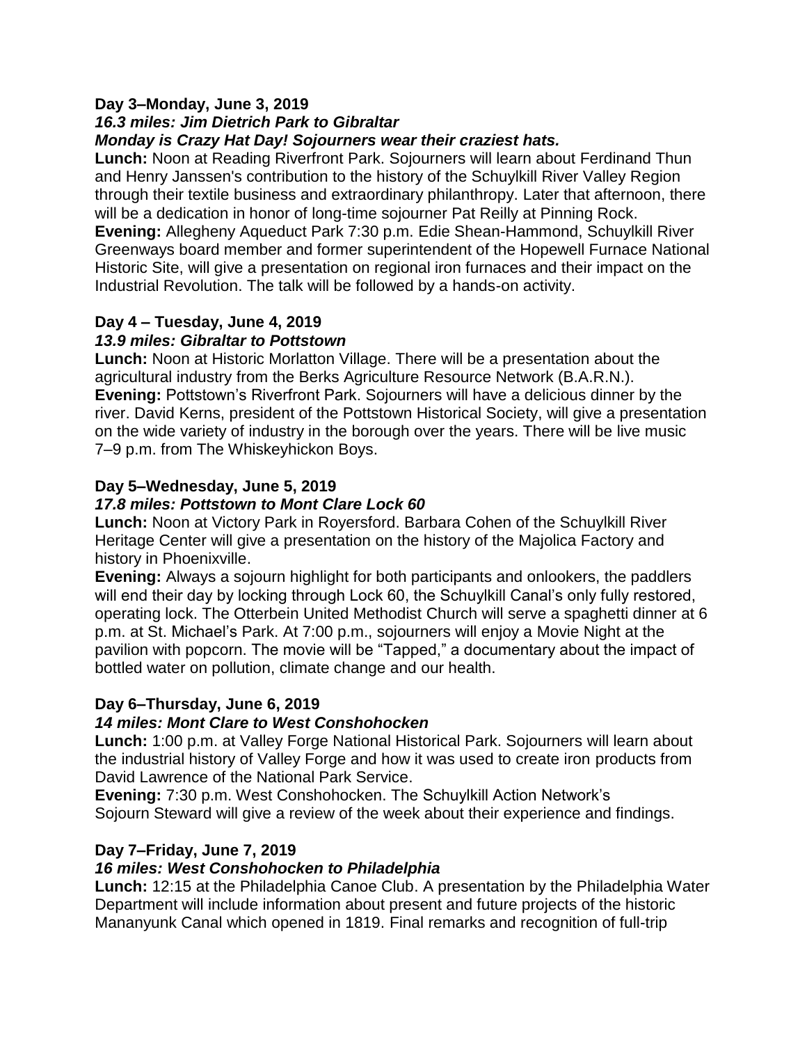**Day 3–Monday, June 3, 2019**
***16.3 miles: Jim Dietrich Park to Gibraltar***
***Monday is Crazy Hat Day! Sojourners wear their craziest hats.***
**Lunch:** Noon at Reading Riverfront Park. Sojourners will learn about Ferdinand Thun and Henry Janssen's contribution to the history of the Schuylkill River Valley Region through their textile business and extraordinary philanthropy. Later that afternoon, there will be a dedication in honor of long-time sojourner Pat Reilly at Pinning Rock.
**Evening:** Allegheny Aqueduct Park 7:30 p.m. Edie Shean-Hammond, Schuylkill River Greenways board member and former superintendent of the Hopewell Furnace National Historic Site, will give a presentation on regional iron furnaces and their impact on the Industrial Revolution. The talk will be followed by a hands-on activity.

**Day 4 – Tuesday, June 4, 2019**
***13.9 miles: Gibraltar to Pottstown***
**Lunch:** Noon at Historic Morlatton Village. There will be a presentation about the agricultural industry from the Berks Agriculture Resource Network (B.A.R.N.).
**Evening:** Pottstown's Riverfront Park. Sojourners will have a delicious dinner by the river. David Kerns, president of the Pottstown Historical Society, will give a presentation on the wide variety of industry in the borough over the years. There will be live music 7–9 p.m. from The Whiskeyhickon Boys.

**Day 5–Wednesday, June 5, 2019**
***17.8 miles: Pottstown to Mont Clare Lock 60***
**Lunch:** Noon at Victory Park in Royersford. Barbara Cohen of the Schuylkill River Heritage Center will give a presentation on the history of the Majolica Factory and history in Phoenixville.
**Evening:** Always a sojourn highlight for both participants and onlookers, the paddlers will end their day by locking through Lock 60, the Schuylkill Canal's only fully restored, operating lock. The Otterbein United Methodist Church will serve a spaghetti dinner at 6 p.m. at St. Michael's Park. At 7:00 p.m., sojourners will enjoy a Movie Night at the pavilion with popcorn. The movie will be "Tapped," a documentary about the impact of bottled water on pollution, climate change and our health.

**Day 6–Thursday, June 6, 2019**
***14 miles: Mont Clare to West Conshohocken***
**Lunch:** 1:00 p.m. at Valley Forge National Historical Park. Sojourners will learn about the industrial history of Valley Forge and how it was used to create iron products from David Lawrence of the National Park Service.
**Evening:** 7:30 p.m. West Conshohocken. The Schuylkill Action Network's Sojourn Steward will give a review of the week about their experience and findings.

**Day 7–Friday, June 7, 2019**
***16 miles: West Conshohocken to Philadelphia***
**Lunch:** 12:15 at the Philadelphia Canoe Club. A presentation by the Philadelphia Water Department will include information about present and future projects of the historic Mananyunk Canal which opened in 1819. Final remarks and recognition of full-trip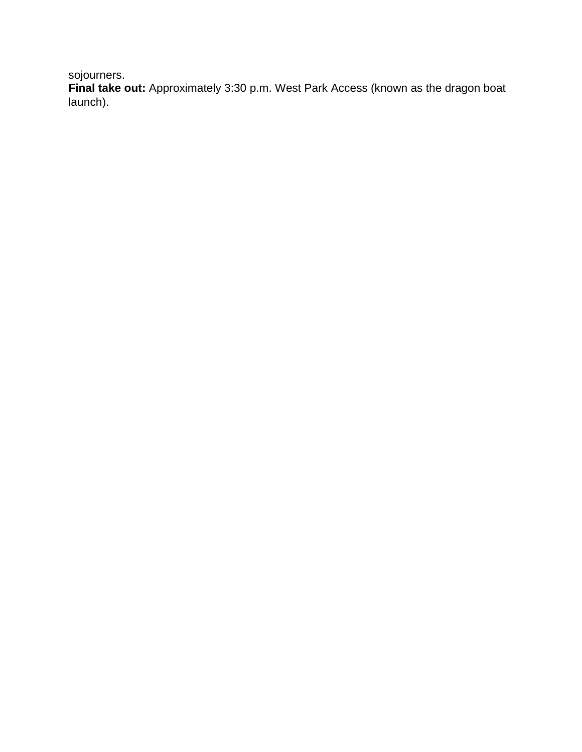sojourners.
**Final take out:** Approximately 3:30 p.m. West Park Access (known as the dragon boat launch).